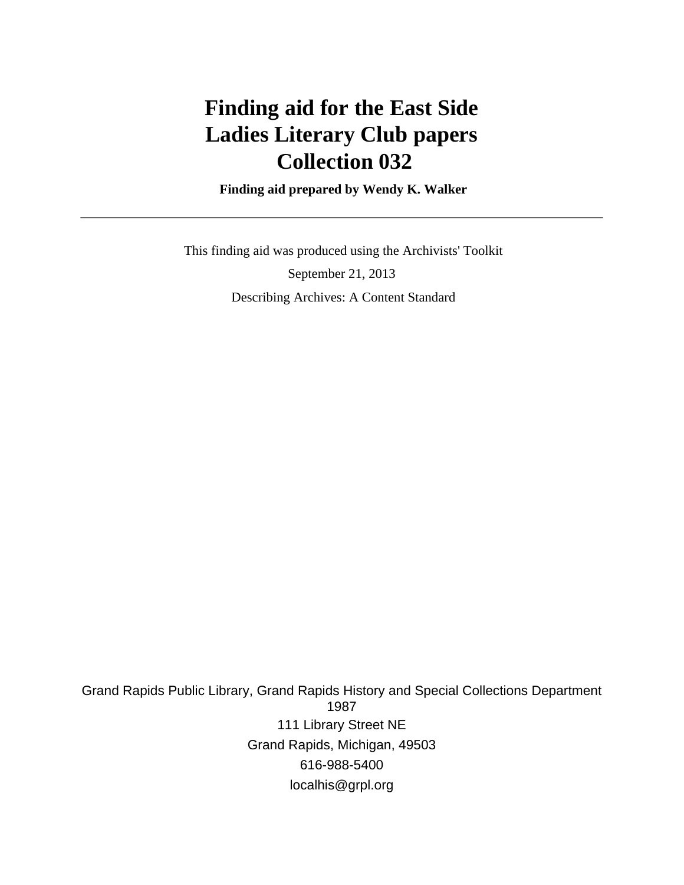# Finding aid for the East Side Ladies Literary Club papers Collection 032

**Finding aid prepared by Wendy K. Walker**

---

This finding aid was produced using the Archivists' Toolkit

September 21, 2013

Describing Archives: A Content Standard

Grand Rapids Public Library, Grand Rapids History and Special Collections Department
1987

111 Library Street NE

Grand Rapids, Michigan, 49503

616-988-5400

localhis@grpl.org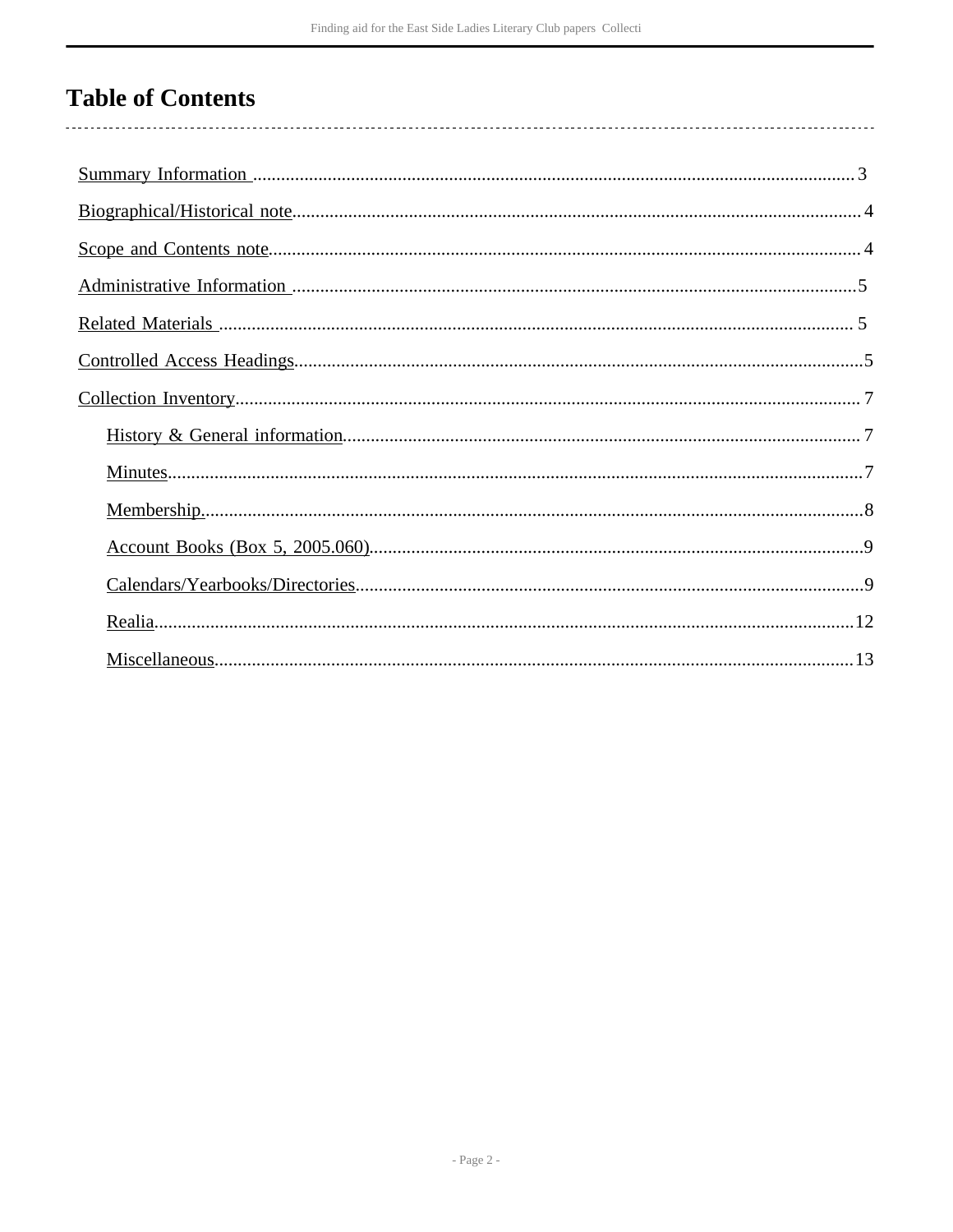# Table of Contents

- Summary Information ..... 3
- Biographical/Historical note ..... 4
- Scope and Contents note ..... 4
- Administrative Information ..... 5
- Related Materials ..... 5
- Controlled Access Headings ..... 5
- Collection Inventory ..... 7
    - History & General information ..... 7
    - Minutes ..... 7
    - Membership ..... 8
    - Account Books (Box 5, 2005.060) ..... 9
    - Calendars/Yearbooks/Directories ..... 9
    - Realia ..... 12
    - Miscellaneous ..... 13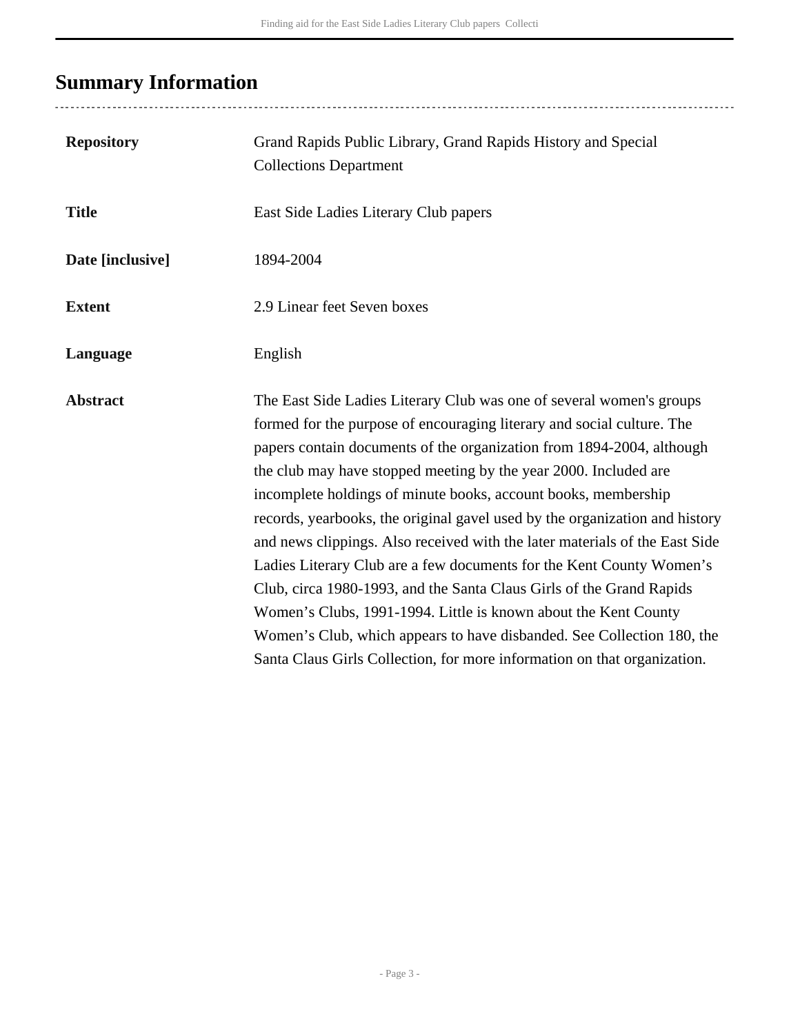## Summary Information

| | |
|---|---|
| **Repository** | Grand Rapids Public Library, Grand Rapids History and Special Collections Department |
| **Title** | East Side Ladies Literary Club papers |
| **Date [inclusive]** | 1894-2004 |
| **Extent** | 2.9 Linear feet Seven boxes |
| **Language** | English |
| **Abstract** | The East Side Ladies Literary Club was one of several women's groups formed for the purpose of encouraging literary and social culture. The papers contain documents of the organization from 1894-2004, although the club may have stopped meeting by the year 2000. Included are incomplete holdings of minute books, account books, membership records, yearbooks, the original gavel used by the organization and history and news clippings. Also received with the later materials of the East Side Ladies Literary Club are a few documents for the Kent County Women's Club, circa 1980-1993, and the Santa Claus Girls of the Grand Rapids Women's Clubs, 1991-1994. Little is known about the Kent County Women's Club, which appears to have disbanded. See Collection 180, the Santa Claus Girls Collection, for more information on that organization. |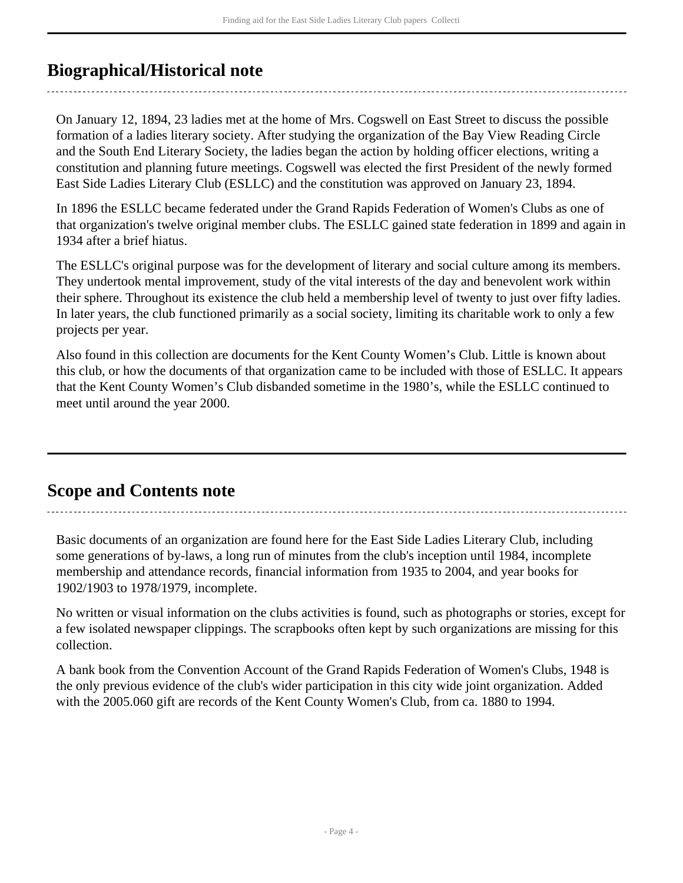## Biographical/Historical note

On January 12, 1894, 23 ladies met at the home of Mrs. Cogswell on East Street to discuss the possible formation of a ladies literary society. After studying the organization of the Bay View Reading Circle and the South End Literary Society, the ladies began the action by holding officer elections, writing a constitution and planning future meetings. Cogswell was elected the first President of the newly formed East Side Ladies Literary Club (ESLLC) and the constitution was approved on January 23, 1894.

In 1896 the ESLLC became federated under the Grand Rapids Federation of Women's Clubs as one of that organization's twelve original member clubs. The ESLLC gained state federation in 1899 and again in 1934 after a brief hiatus.

The ESLLC's original purpose was for the development of literary and social culture among its members. They undertook mental improvement, study of the vital interests of the day and benevolent work within their sphere. Throughout its existence the club held a membership level of twenty to just over fifty ladies. In later years, the club functioned primarily as a social society, limiting its charitable work to only a few projects per year.

Also found in this collection are documents for the Kent County Women's Club. Little is known about this club, or how the documents of that organization came to be included with those of ESLLC. It appears that the Kent County Women's Club disbanded sometime in the 1980's, while the ESLLC continued to meet until around the year 2000.

## Scope and Contents note

Basic documents of an organization are found here for the East Side Ladies Literary Club, including some generations of by-laws, a long run of minutes from the club's inception until 1984, incomplete membership and attendance records, financial information from 1935 to 2004, and year books for 1902/1903 to 1978/1979, incomplete.

No written or visual information on the clubs activities is found, such as photographs or stories, except for a few isolated newspaper clippings. The scrapbooks often kept by such organizations are missing for this collection.

A bank book from the Convention Account of the Grand Rapids Federation of Women's Clubs, 1948 is the only previous evidence of the club's wider participation in this city wide joint organization. Added with the 2005.060 gift are records of the Kent County Women's Club, from ca. 1880 to 1994.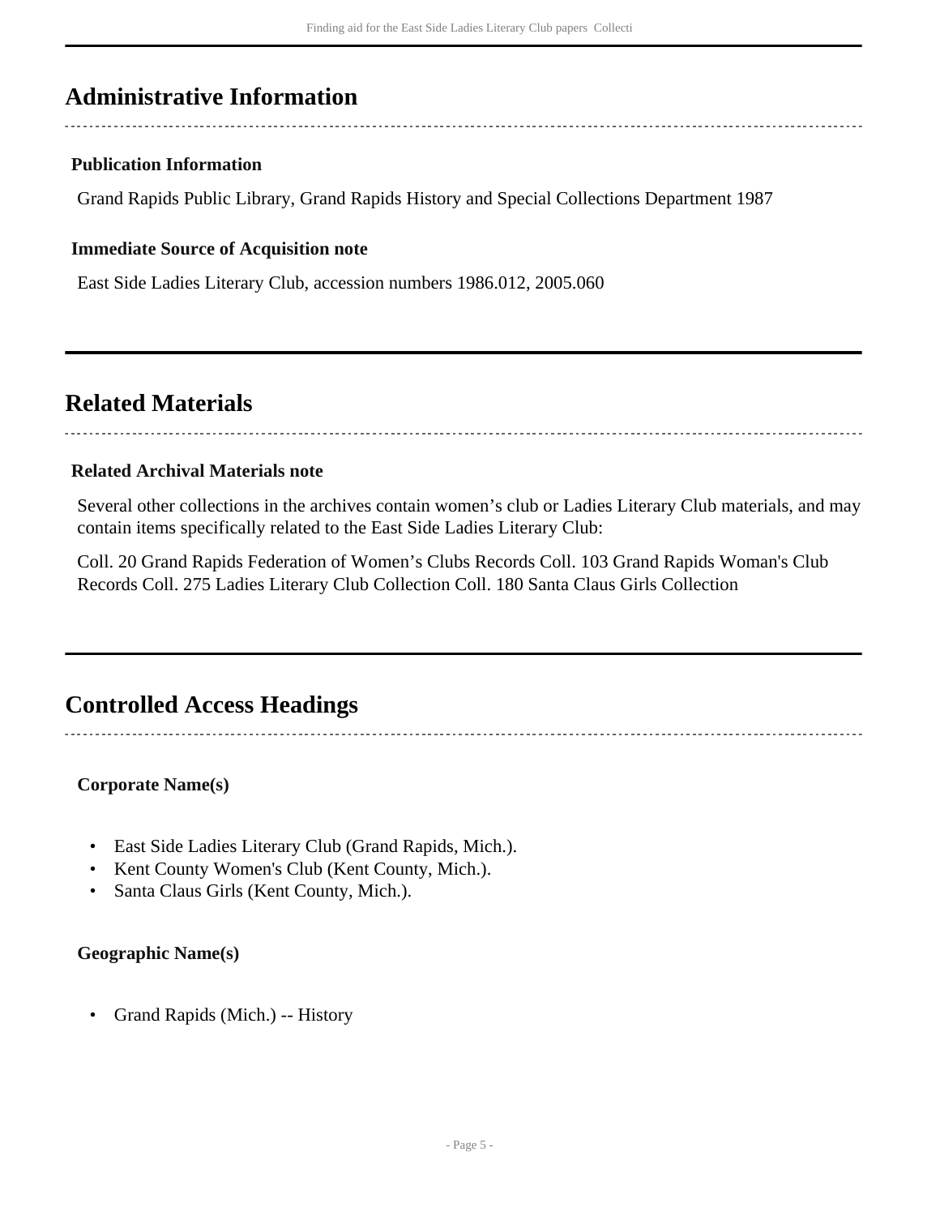## Administrative Information

### Publication Information

Grand Rapids Public Library, Grand Rapids History and Special Collections Department 1987

### Immediate Source of Acquisition note

East Side Ladies Literary Club, accession numbers 1986.012, 2005.060

## Related Materials

### Related Archival Materials note

Several other collections in the archives contain women's club or Ladies Literary Club materials, and may contain items specifically related to the East Side Ladies Literary Club:

Coll. 20 Grand Rapids Federation of Women's Clubs Records Coll. 103 Grand Rapids Woman's Club Records Coll. 275 Ladies Literary Club Collection Coll. 180 Santa Claus Girls Collection

## Controlled Access Headings

### Corporate Name(s)

- East Side Ladies Literary Club (Grand Rapids, Mich.).
- Kent County Women's Club (Kent County, Mich.).
- Santa Claus Girls (Kent County, Mich.).

### Geographic Name(s)

- Grand Rapids (Mich.) -- History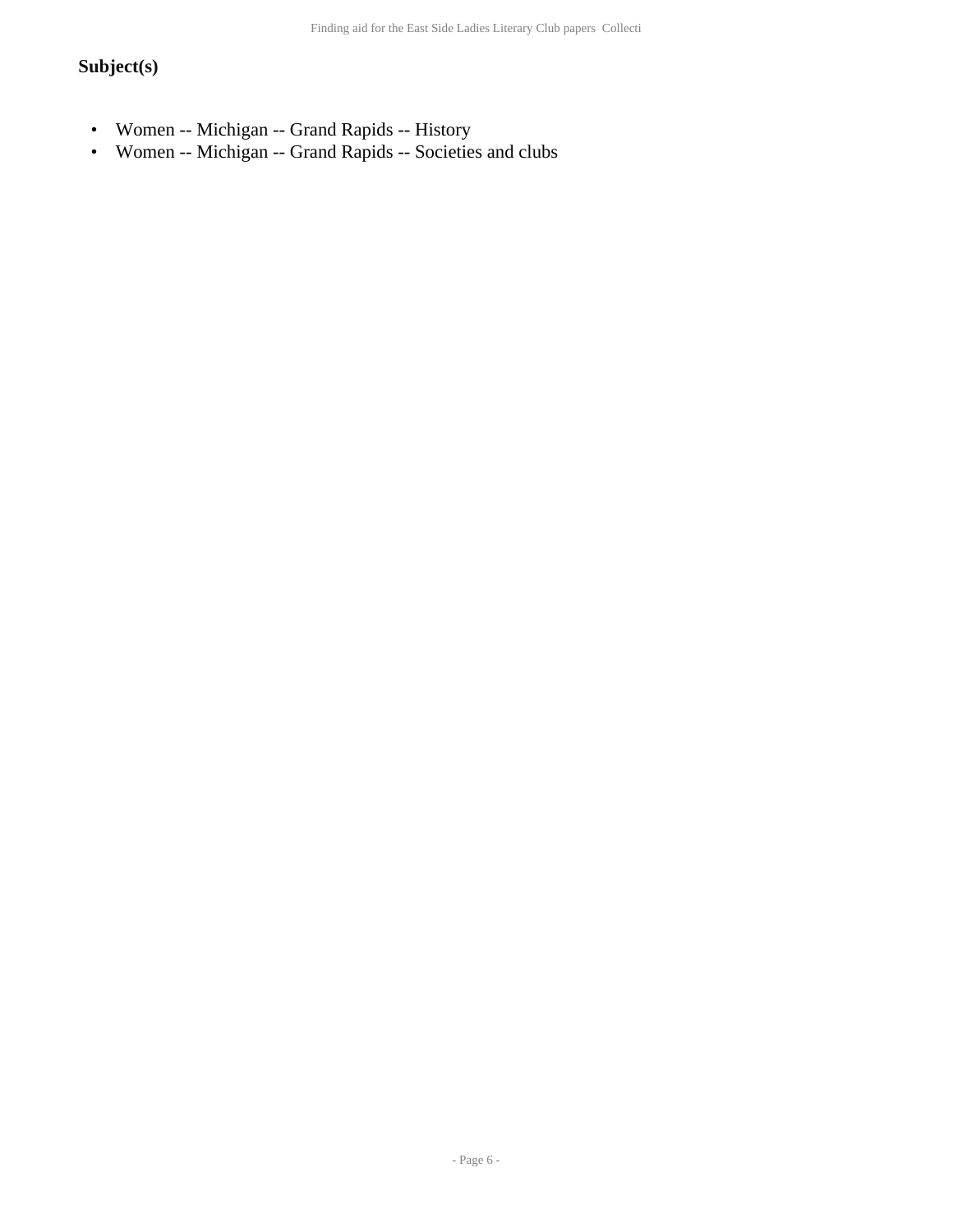### Subject(s)

- Women -- Michigan -- Grand Rapids -- History
- Women -- Michigan -- Grand Rapids -- Societies and clubs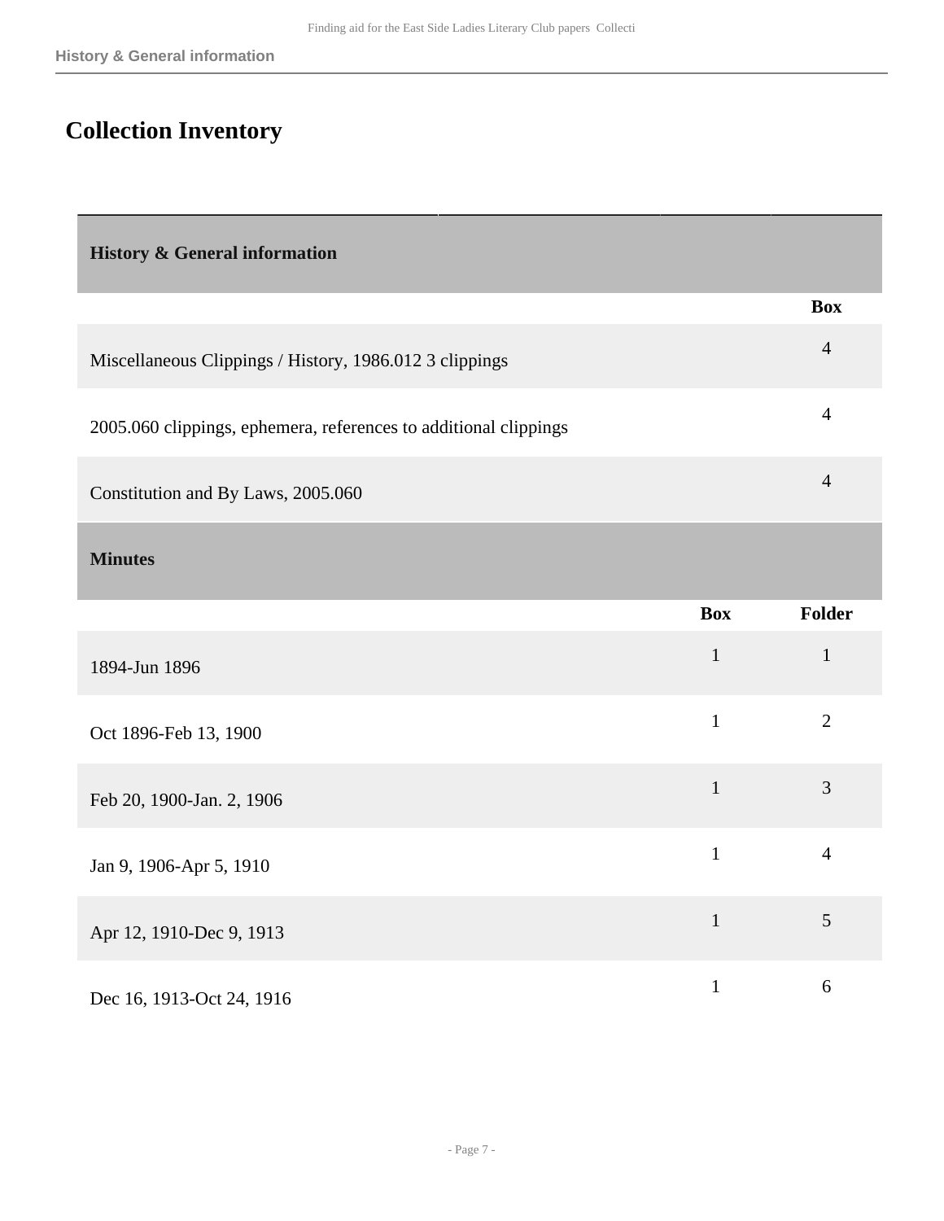# Collection Inventory

## History & General information

| | Box |
|---|---|
| Miscellaneous Clippings / History, 1986.012 3 clippings | 4 |
| 2005.060 clippings, ephemera, references to additional clippings | 4 |
| Constitution and By Laws, 2005.060 | 4 |

## Minutes

| | Box | Folder |
|---|---|---|
| 1894-Jun 1896 | 1 | 1 |
| Oct 1896-Feb 13, 1900 | 1 | 2 |
| Feb 20, 1900-Jan. 2, 1906 | 1 | 3 |
| Jan 9, 1906-Apr 5, 1910 | 1 | 4 |
| Apr 12, 1910-Dec 9, 1913 | 1 | 5 |
| Dec 16, 1913-Oct 24, 1916 | 1 | 6 |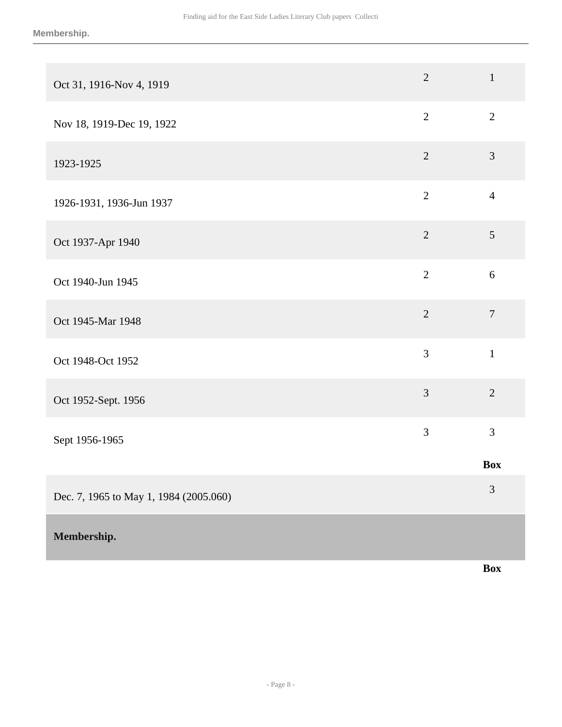| | | |
|---|---|---|
| Oct 31, 1916-Nov 4, 1919 | 2 | 1 |
| Nov 18, 1919-Dec 19, 1922 | 2 | 2 |
| 1923-1925 | 2 | 3 |
| 1926-1931, 1936-Jun 1937 | 2 | 4 |
| Oct 1937-Apr 1940 | 2 | 5 |
| Oct 1940-Jun 1945 | 2 | 6 |
| Oct 1945-Mar 1948 | 2 | 7 |
| Oct 1948-Oct 1952 | 3 | 1 |
| Oct 1952-Sept. 1956 | 3 | 2 |
| Sept 1956-1965 | 3 | 3 |

| | **Box** |
|---|---|
| Dec. 7, 1965 to May 1, 1984 (2005.060) | 3 |

## Membership.

| | **Box** |
|---|---|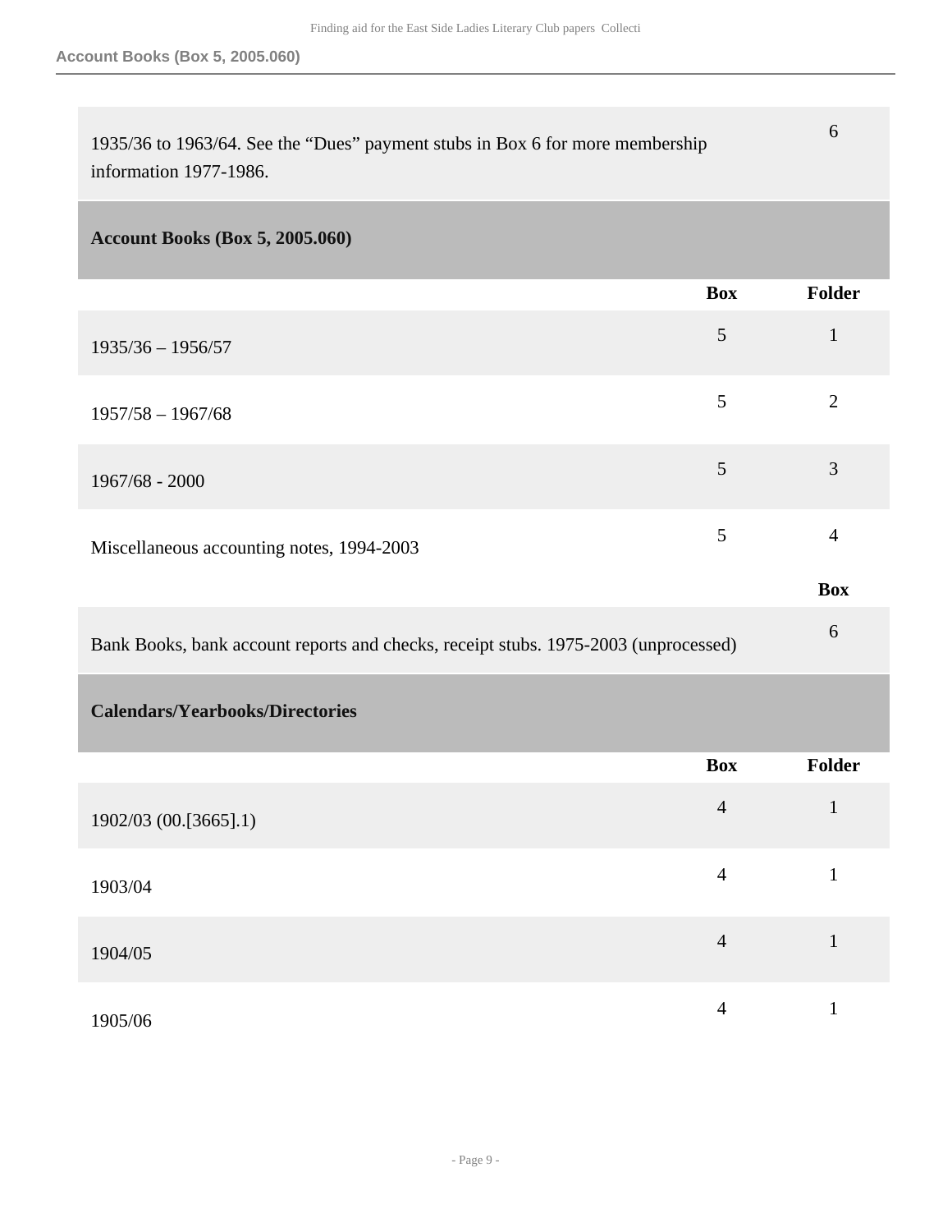| | |
|---|---|
| 1935/36 to 1963/64. See the "Dues" payment stubs in Box 6 for more membership information 1977-1986. | 6 |

## Account Books (Box 5, 2005.060)

| | Box | Folder |
|---|---|---|
| 1935/36 – 1956/57 | 5 | 1 |
| 1957/58 – 1967/68 | 5 | 2 |
| 1967/68 - 2000 | 5 | 3 |
| Miscellaneous accounting notes, 1994-2003 | 5 | 4 |

| | Box |
|---|---|
| Bank Books, bank account reports and checks, receipt stubs. 1975-2003 (unprocessed) | 6 |

## Calendars/Yearbooks/Directories

| | Box | Folder |
|---|---|---|
| 1902/03 (00.[3665].1) | 4 | 1 |
| 1903/04 | 4 | 1 |
| 1904/05 | 4 | 1 |
| 1905/06 | 4 | 1 |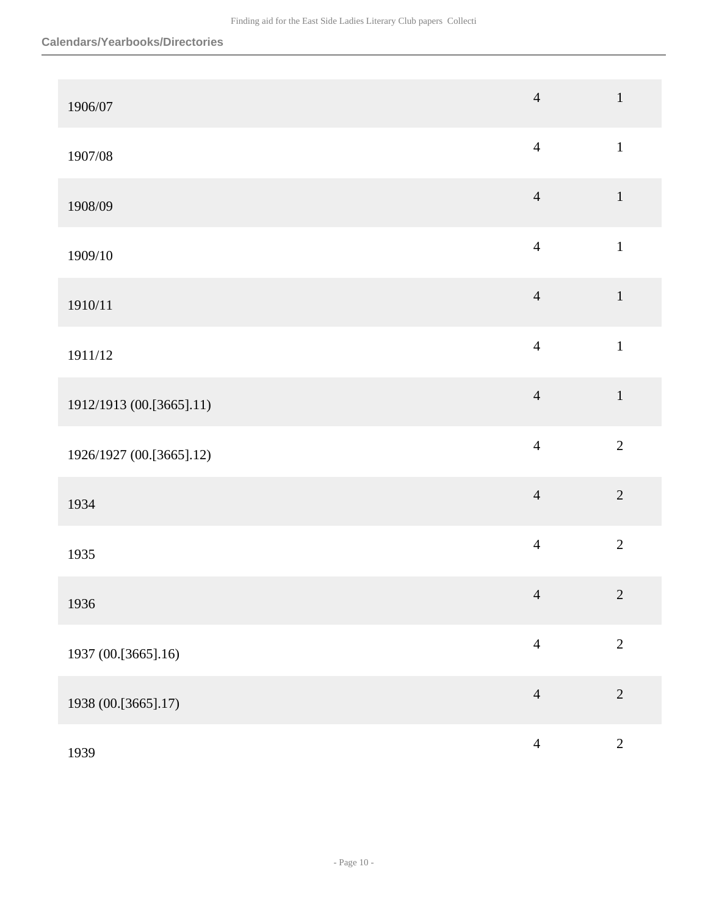### Calendars/Yearbooks/Directories

| | | |
|---|---|---|
| 1906/07 | 4 | 1 |
| 1907/08 | 4 | 1 |
| 1908/09 | 4 | 1 |
| 1909/10 | 4 | 1 |
| 1910/11 | 4 | 1 |
| 1911/12 | 4 | 1 |
| 1912/1913 (00.[3665].11) | 4 | 1 |
| 1926/1927 (00.[3665].12) | 4 | 2 |
| 1934 | 4 | 2 |
| 1935 | 4 | 2 |
| 1936 | 4 | 2 |
| 1937 (00.[3665].16) | 4 | 2 |
| 1938 (00.[3665].17) | 4 | 2 |
| 1939 | 4 | 2 |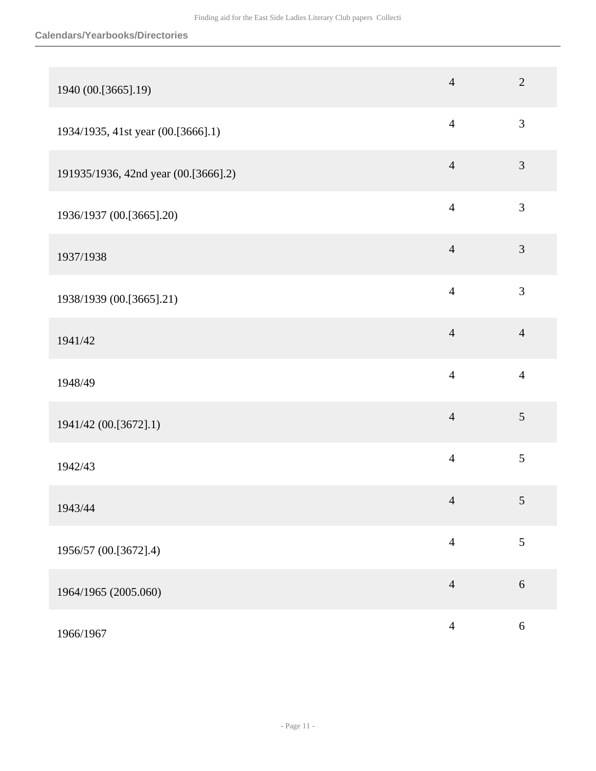| | | |
|---|---|---|
| 1940 (00.[3665].19) | 4 | 2 |
| 1934/1935, 41st year (00.[3666].1) | 4 | 3 |
| 191935/1936, 42nd year (00.[3666].2) | 4 | 3 |
| 1936/1937 (00.[3665].20) | 4 | 3 |
| 1937/1938 | 4 | 3 |
| 1938/1939 (00.[3665].21) | 4 | 3 |
| 1941/42 | 4 | 4 |
| 1948/49 | 4 | 4 |
| 1941/42 (00.[3672].1) | 4 | 5 |
| 1942/43 | 4 | 5 |
| 1943/44 | 4 | 5 |
| 1956/57 (00.[3672].4) | 4 | 5 |
| 1964/1965 (2005.060) | 4 | 6 |
| 1966/1967 | 4 | 6 |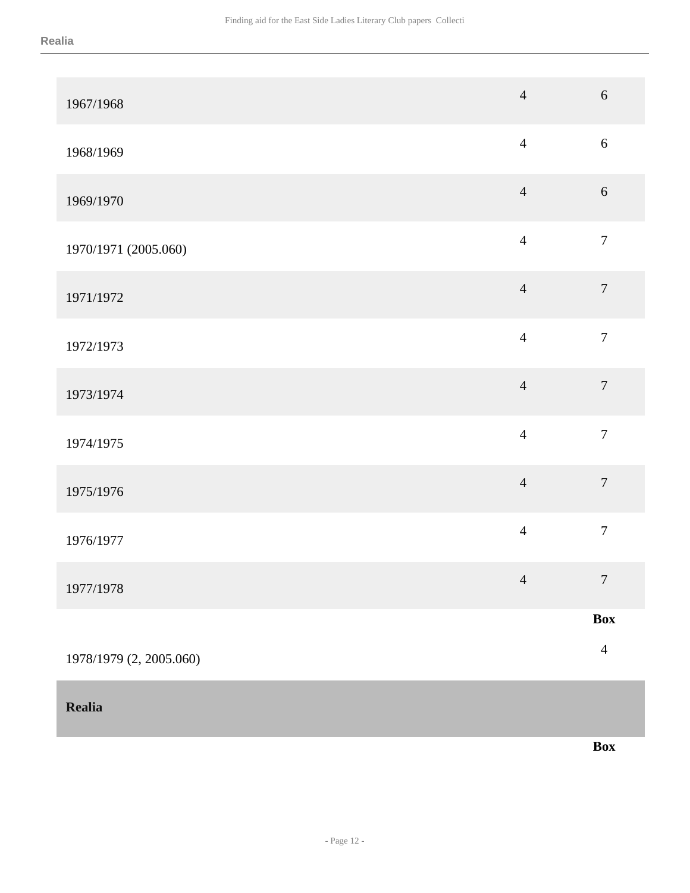| | | |
|---|---|---|
| 1967/1968 | 4 | 6 |
| 1968/1969 | 4 | 6 |
| 1969/1970 | 4 | 6 |
| 1970/1971 (2005.060) | 4 | 7 |
| 1971/1972 | 4 | 7 |
| 1972/1973 | 4 | 7 |
| 1973/1974 | 4 | 7 |
| 1974/1975 | 4 | 7 |
| 1975/1976 | 4 | 7 |
| 1976/1977 | 4 | 7 |
| 1977/1978 | 4 | 7 |

| | **Box** |
|---|---|
| 1978/1979 (2, 2005.060) | 4 |

## Realia

| | **Box** |
|---|---|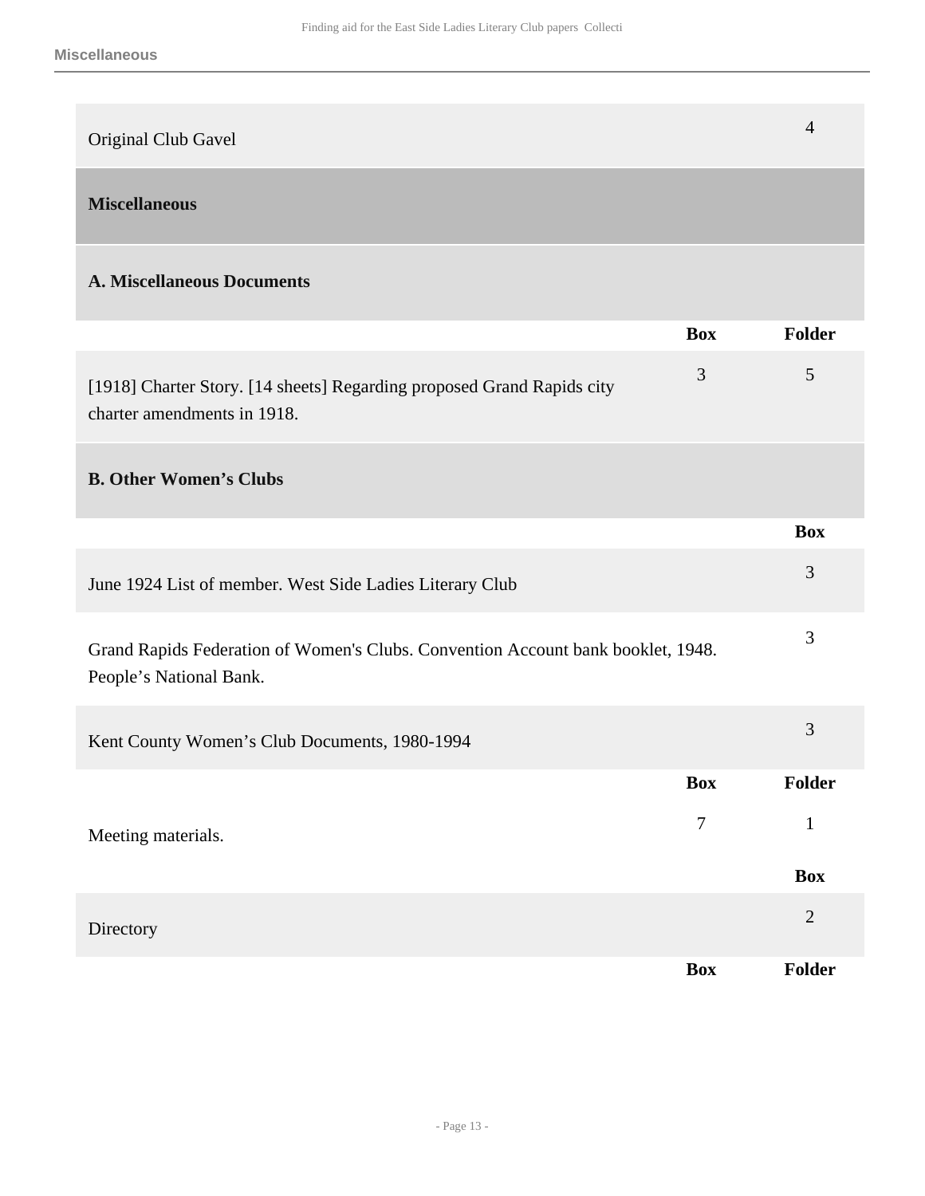| | |
|---|---|
| Original Club Gavel | 4 |

## Miscellaneous

### A. Miscellaneous Documents

| | Box | Folder |
|---|---|---|
| [1918] Charter Story. [14 sheets] Regarding proposed Grand Rapids city charter amendments in 1918. | 3 | 5 |

### B. Other Women’s Clubs

| | Box |
|---|---|
| June 1924 List of member. West Side Ladies Literary Club | 3 |
| Grand Rapids Federation of Women's Clubs. Convention Account bank booklet, 1948. People’s National Bank. | 3 |
| Kent County Women’s Club Documents, 1980-1994 | 3 |

| | Box | Folder |
|---|---|---|
| Meeting materials. | 7 | 1 |

| | Box |
|---|---|
| Directory | 2 |

| | Box | Folder |
|---|---|---|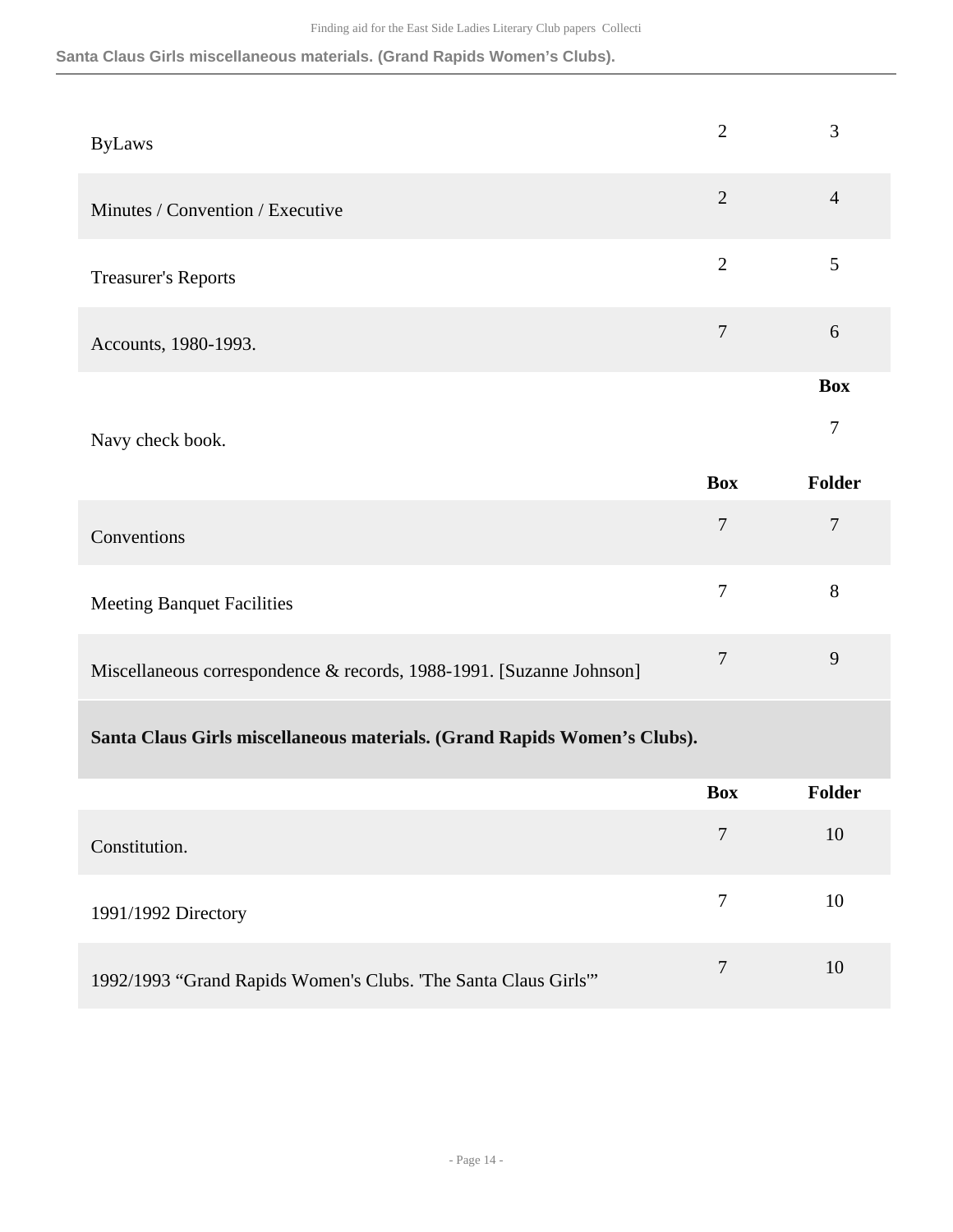| | Box | Folder |
|---|---|---|
| ByLaws | 2 | 3 |
| Minutes / Convention / Executive | 2 | 4 |
| Treasurer's Reports | 2 | 5 |
| Accounts, 1980-1993. | 7 | 6 |

| | Box |
|---|---|
| Navy check book. | 7 |

| | Box | Folder |
|---|---|---|
| Conventions | 7 | 7 |
| Meeting Banquet Facilities | 7 | 8 |
| Miscellaneous correspondence & records, 1988-1991. [Suzanne Johnson] | 7 | 9 |

### Santa Claus Girls miscellaneous materials. (Grand Rapids Women's Clubs).

| | Box | Folder |
|---|---|---|
| Constitution. | 7 | 10 |
| 1991/1992 Directory | 7 | 10 |
| 1992/1993 "Grand Rapids Women's Clubs. 'The Santa Claus Girls'" | 7 | 10 |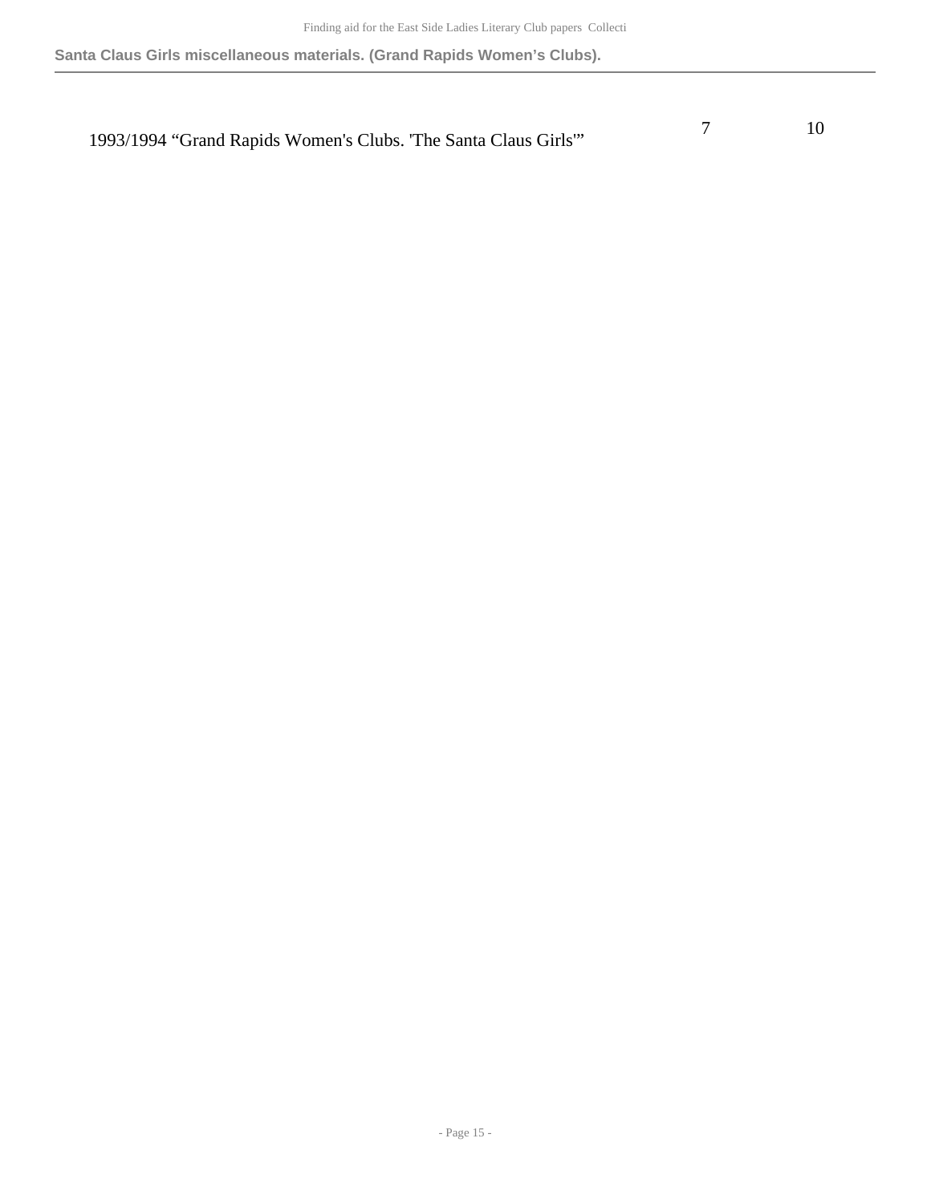Santa Claus Girls miscellaneous materials. (Grand Rapids Women's Clubs).

| | | |
|---|---|---|
| 1993/1994 "Grand Rapids Women's Clubs. 'The Santa Claus Girls'" | 7 | 10 |